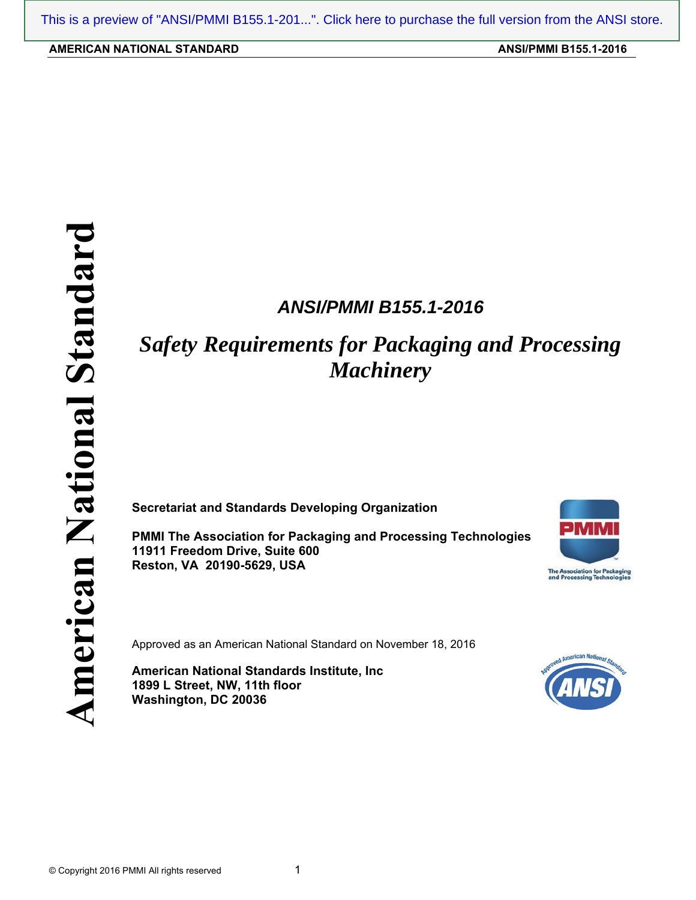# ANSI/PMMI B155.1-2016

## *Safety Requirements for Packaging and Processing Machinery*

American National Standard

**Secretariat and Standards Developing Organization**

**PMMI The Association for Packaging and Processing Technologies**
**11911 Freedom Drive, Suite 600**
**Reston, VA 20190-5629, USA**

Approved as an American National Standard on November 18, 2016

**American National Standards Institute, Inc**
**1899 L Street, NW, 11th floor**
**Washington, DC 20036**

© Copyright 2016 PMMI All rights reserved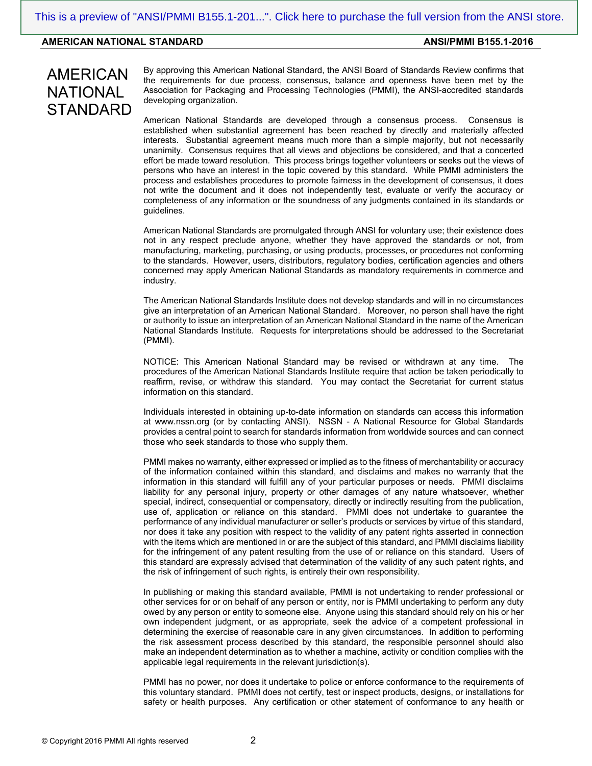# AMERICAN NATIONAL STANDARD

By approving this American National Standard, the ANSI Board of Standards Review confirms that the requirements for due process, consensus, balance and openness have been met by the Association for Packaging and Processing Technologies (PMMI), the ANSI-accredited standards developing organization.

American National Standards are developed through a consensus process. Consensus is established when substantial agreement has been reached by directly and materially affected interests. Substantial agreement means much more than a simple majority, but not necessarily unanimity. Consensus requires that all views and objections be considered, and that a concerted effort be made toward resolution. This process brings together volunteers or seeks out the views of persons who have an interest in the topic covered by this standard. While PMMI administers the process and establishes procedures to promote fairness in the development of consensus, it does not write the document and it does not independently test, evaluate or verify the accuracy or completeness of any information or the soundness of any judgments contained in its standards or guidelines.

American National Standards are promulgated through ANSI for voluntary use; their existence does not in any respect preclude anyone, whether they have approved the standards or not, from manufacturing, marketing, purchasing, or using products, processes, or procedures not conforming to the standards. However, users, distributors, regulatory bodies, certification agencies and others concerned may apply American National Standards as mandatory requirements in commerce and industry.

The American National Standards Institute does not develop standards and will in no circumstances give an interpretation of an American National Standard. Moreover, no person shall have the right or authority to issue an interpretation of an American National Standard in the name of the American National Standards Institute. Requests for interpretations should be addressed to the Secretariat (PMMI).

NOTICE: This American National Standard may be revised or withdrawn at any time. The procedures of the American National Standards Institute require that action be taken periodically to reaffirm, revise, or withdraw this standard. You may contact the Secretariat for current status information on this standard.

Individuals interested in obtaining up-to-date information on standards can access this information at www.nssn.org (or by contacting ANSI). NSSN - A National Resource for Global Standards provides a central point to search for standards information from worldwide sources and can connect those who seek standards to those who supply them.

PMMI makes no warranty, either expressed or implied as to the fitness of merchantability or accuracy of the information contained within this standard, and disclaims and makes no warranty that the information in this standard will fulfill any of your particular purposes or needs. PMMI disclaims liability for any personal injury, property or other damages of any nature whatsoever, whether special, indirect, consequential or compensatory, directly or indirectly resulting from the publication, use of, application or reliance on this standard. PMMI does not undertake to guarantee the performance of any individual manufacturer or seller's products or services by virtue of this standard, nor does it take any position with respect to the validity of any patent rights asserted in connection with the items which are mentioned in or are the subject of this standard, and PMMI disclaims liability for the infringement of any patent resulting from the use of or reliance on this standard. Users of this standard are expressly advised that determination of the validity of any such patent rights, and the risk of infringement of such rights, is entirely their own responsibility.

In publishing or making this standard available, PMMI is not undertaking to render professional or other services for or on behalf of any person or entity, nor is PMMI undertaking to perform any duty owed by any person or entity to someone else. Anyone using this standard should rely on his or her own independent judgment, or as appropriate, seek the advice of a competent professional in determining the exercise of reasonable care in any given circumstances. In addition to performing the risk assessment process described by this standard, the responsible personnel should also make an independent determination as to whether a machine, activity or condition complies with the applicable legal requirements in the relevant jurisdiction(s).

PMMI has no power, nor does it undertake to police or enforce conformance to the requirements of this voluntary standard. PMMI does not certify, test or inspect products, designs, or installations for safety or health purposes. Any certification or other statement of conformance to any health or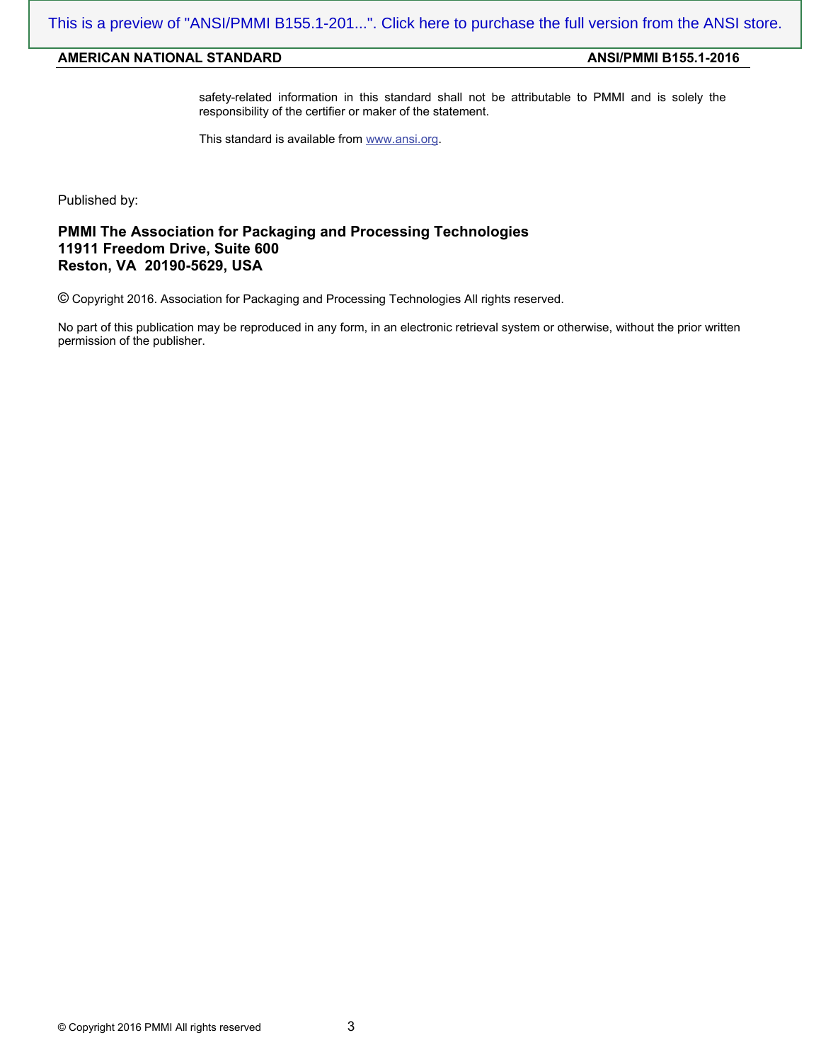safety-related information in this standard shall not be attributable to PMMI and is solely the responsibility of the certifier or maker of the statement.

This standard is available from [www.ansi.org](http://www.ansi.org).

Published by:

**PMMI The Association for Packaging and Processing Technologies**
**11911 Freedom Drive, Suite 600**
**Reston, VA 20190-5629, USA**

© Copyright 2016. Association for Packaging and Processing Technologies All rights reserved.

No part of this publication may be reproduced in any form, in an electronic retrieval system or otherwise, without the prior written permission of the publisher.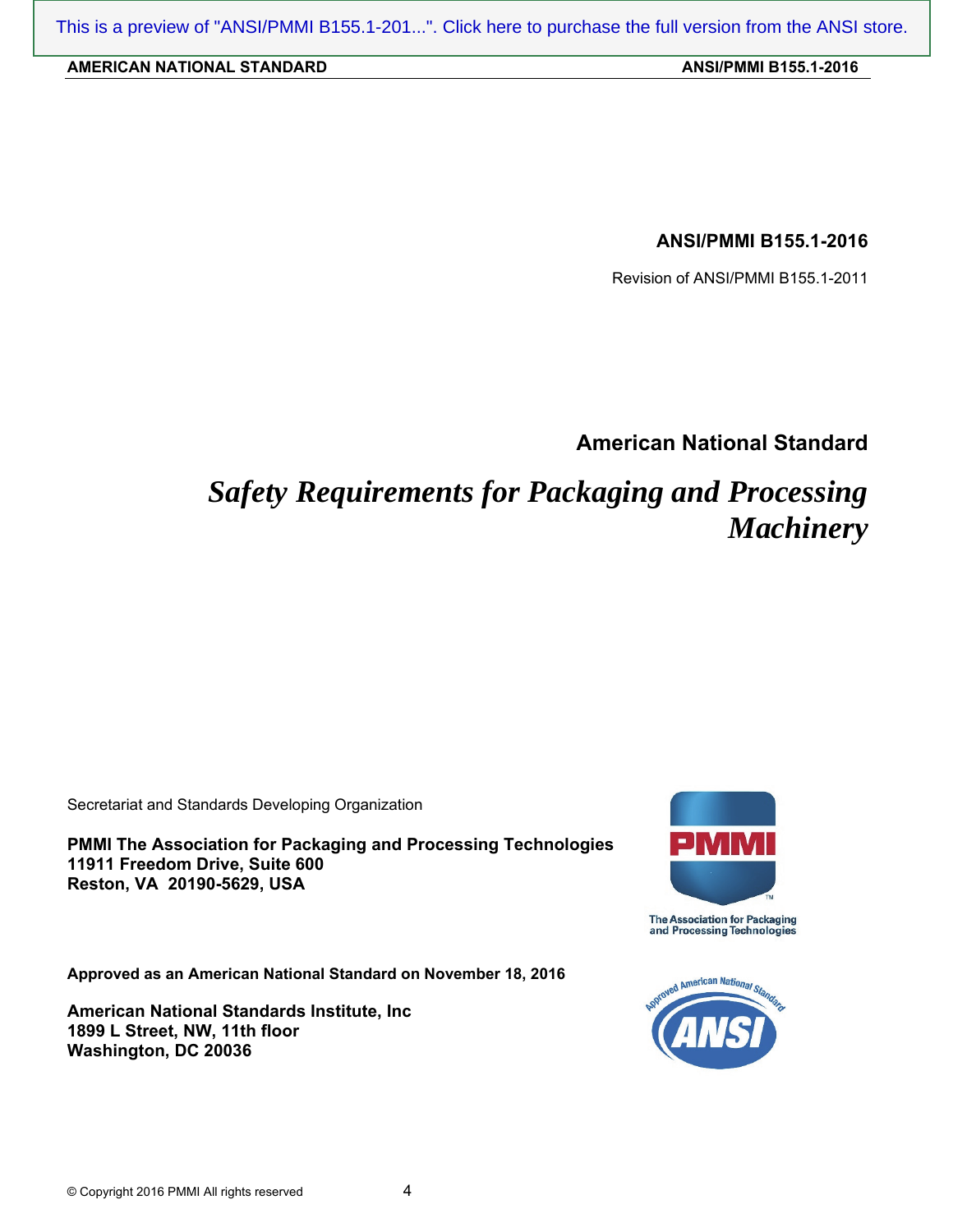ANSI/PMMI B155.1-2016

Revision of ANSI/PMMI B155.1-2011

**American National Standard**

# *Safety Requirements for Packaging and Processing Machinery*

Secretariat and Standards Developing Organization

**PMMI The Association for Packaging and Processing Technologies**
**11911 Freedom Drive, Suite 600**
**Reston, VA 20190-5629, USA**

**Approved as an American National Standard on November 18, 2016**

**American National Standards Institute, Inc**
**1899 L Street, NW, 11th floor**
**Washington, DC 20036**

© Copyright 2016 PMMI All rights reserved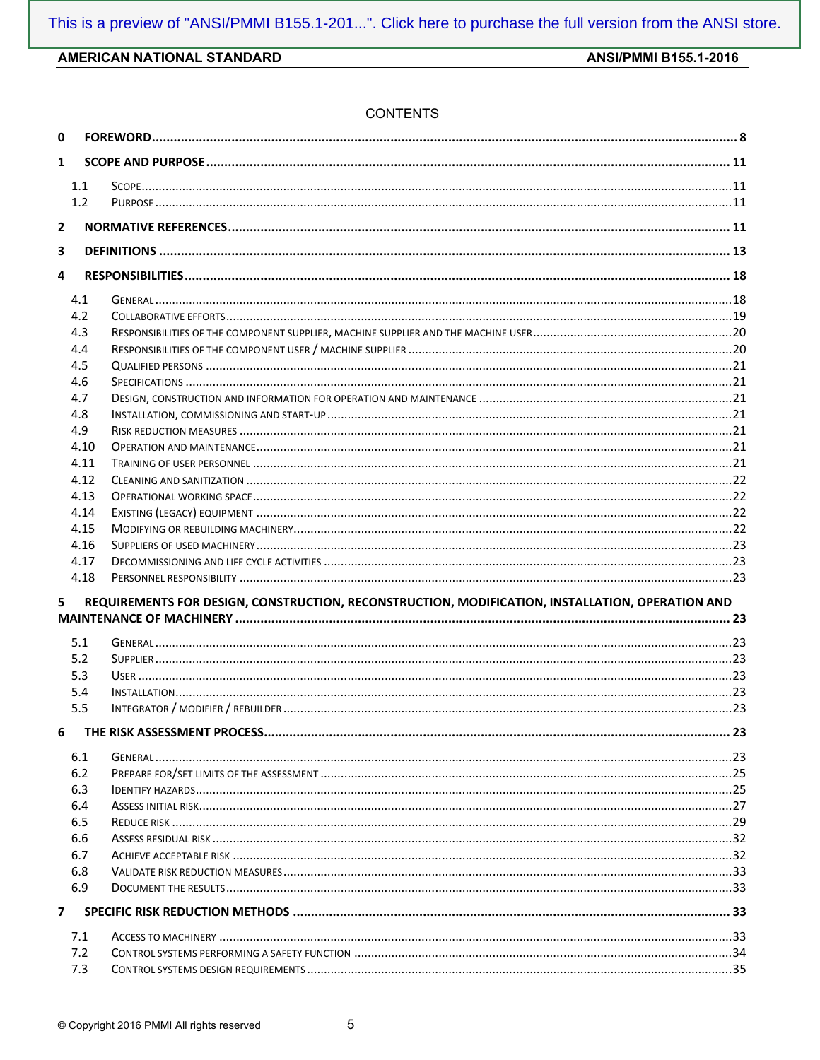# CONTENTS

**0 FOREWORD** .......... **8**

**1 SCOPE AND PURPOSE** .......... **11**

- 1.1 SCOPE .......... 11
- 1.2 PURPOSE .......... 11

**2 NORMATIVE REFERENCES** .......... **11**

**3 DEFINITIONS** .......... **13**

**4 RESPONSIBILITIES** .......... **18**

- 4.1 GENERAL .......... 18
- 4.2 COLLABORATIVE EFFORTS .......... 19
- 4.3 RESPONSIBILITIES OF THE COMPONENT SUPPLIER, MACHINE SUPPLIER AND THE MACHINE USER .......... 20
- 4.4 RESPONSIBILITIES OF THE COMPONENT USER / MACHINE SUPPLIER .......... 20
- 4.5 QUALIFIED PERSONS .......... 21
- 4.6 SPECIFICATIONS .......... 21
- 4.7 DESIGN, CONSTRUCTION AND INFORMATION FOR OPERATION AND MAINTENANCE .......... 21
- 4.8 INSTALLATION, COMMISSIONING AND START-UP .......... 21
- 4.9 RISK REDUCTION MEASURES .......... 21
- 4.10 OPERATION AND MAINTENANCE .......... 21
- 4.11 TRAINING OF USER PERSONNEL .......... 21
- 4.12 CLEANING AND SANITIZATION .......... 22
- 4.13 OPERATIONAL WORKING SPACE .......... 22
- 4.14 EXISTING (LEGACY) EQUIPMENT .......... 22
- 4.15 MODIFYING OR REBUILDING MACHINERY .......... 22
- 4.16 SUPPLIERS OF USED MACHINERY .......... 23
- 4.17 DECOMMISSIONING AND LIFE CYCLE ACTIVITIES .......... 23
- 4.18 PERSONNEL RESPONSIBILITY .......... 23

**5 REQUIREMENTS FOR DESIGN, CONSTRUCTION, RECONSTRUCTION, MODIFICATION, INSTALLATION, OPERATION AND MAINTENANCE OF MACHINERY** .......... **23**

- 5.1 GENERAL .......... 23
- 5.2 SUPPLIER .......... 23
- 5.3 USER .......... 23
- 5.4 INSTALLATION .......... 23
- 5.5 INTEGRATOR / MODIFIER / REBUILDER .......... 23

**6 THE RISK ASSESSMENT PROCESS** .......... **23**

- 6.1 GENERAL .......... 23
- 6.2 PREPARE FOR/SET LIMITS OF THE ASSESSMENT .......... 25
- 6.3 IDENTIFY HAZARDS .......... 25
- 6.4 ASSESS INITIAL RISK .......... 27
- 6.5 REDUCE RISK .......... 29
- 6.6 ASSESS RESIDUAL RISK .......... 32
- 6.7 ACHIEVE ACCEPTABLE RISK .......... 32
- 6.8 VALIDATE RISK REDUCTION MEASURES .......... 33
- 6.9 DOCUMENT THE RESULTS .......... 33

**7 SPECIFIC RISK REDUCTION METHODS** .......... **33**

- 7.1 ACCESS TO MACHINERY .......... 33
- 7.2 CONTROL SYSTEMS PERFORMING A SAFETY FUNCTION .......... 34
- 7.3 CONTROL SYSTEMS DESIGN REQUIREMENTS .......... 35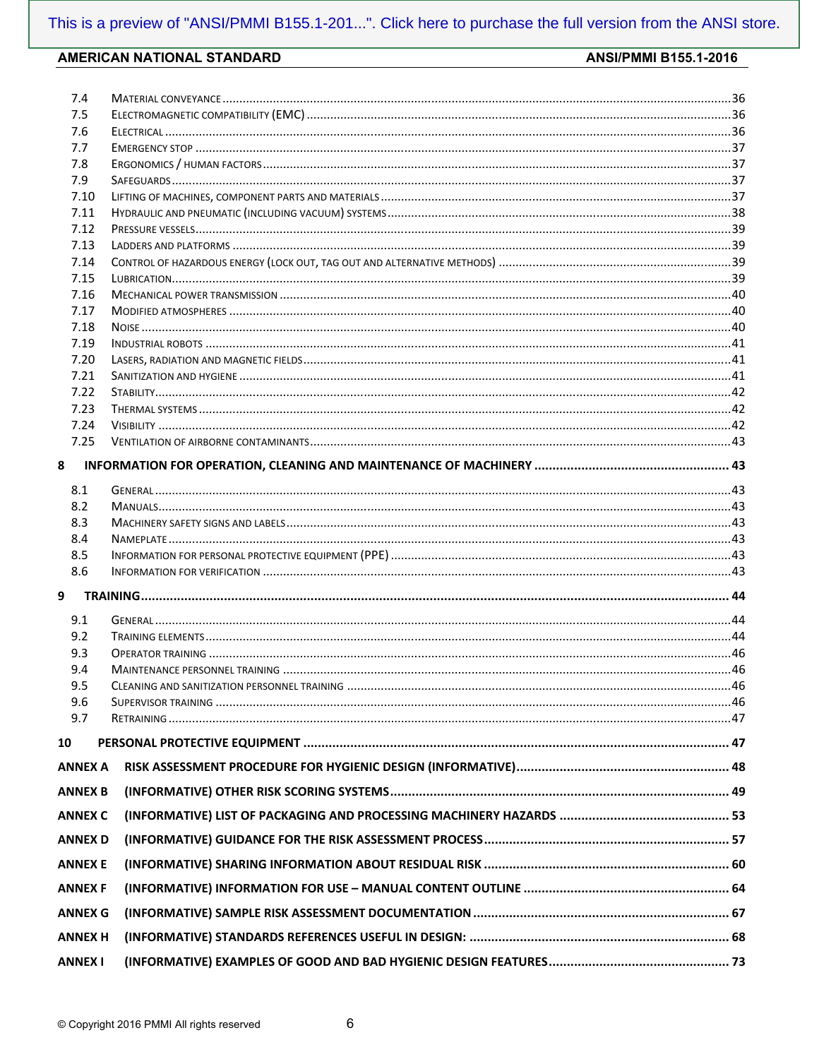7.4 Material conveyance ....................................................................................................................36
7.5 Electromagnetic compatibility (EMC) ............................................................................................36
7.6 Electrical ........................................................................................................................................36
7.7 Emergency stop .............................................................................................................................37
7.8 Ergonomics / human factors .........................................................................................................37
7.9 Safeguards .....................................................................................................................................37
7.10 Lifting of machines, component parts and materials ....................................................................37
7.11 Hydraulic and pneumatic (including vacuum) systems ..................................................................38
7.12 Pressure vessels .............................................................................................................................39
7.13 Ladders and platforms ...................................................................................................................39
7.14 Control of hazardous energy (lock out, tag out and alternative methods) .....................................39
7.15 Lubrication .....................................................................................................................................39
7.16 Mechanical power transmission ....................................................................................................40
7.17 Modified atmospheres ...................................................................................................................40
7.18 Noise ..............................................................................................................................................40
7.19 Industrial robots ............................................................................................................................41
7.20 Lasers, radiation and magnetic fields .............................................................................................41
7.21 Sanitization and hygiene ................................................................................................................41
7.22 Stability ..........................................................................................................................................42
7.23 Thermal systems ............................................................................................................................42
7.24 Visibility .........................................................................................................................................42
7.25 Ventilation of airborne contaminants ............................................................................................43

**8 INFORMATION FOR OPERATION, CLEANING AND MAINTENANCE OF MACHINERY ..................................................... 43**

8.1 General ..........................................................................................................................................43
8.2 Manuals .........................................................................................................................................43
8.3 Machinery safety signs and labels ..................................................................................................43
8.4 Nameplate .....................................................................................................................................43
8.5 Information for personal protective equipment (PPE) ...................................................................43
8.6 Information for verification ..........................................................................................................43

**9 TRAINING ........................................................................................................................................... 44**

9.1 General ..........................................................................................................................................44
9.2 Training elements ..........................................................................................................................44
9.3 Operator training ...........................................................................................................................46
9.4 Maintenance personnel training ...................................................................................................46
9.5 Cleaning and sanitization personnel training ................................................................................46
9.6 Supervisor training ........................................................................................................................46
9.7 Retraining ......................................................................................................................................47

**10 PERSONAL PROTECTIVE EQUIPMENT ..................................................................................................... 47**

**ANNEX A RISK ASSESSMENT PROCEDURE FOR HYGIENIC DESIGN (INFORMATIVE) ........................................................... 48**

**ANNEX B (INFORMATIVE) OTHER RISK SCORING SYSTEMS ............................................................................. 49**

**ANNEX C (INFORMATIVE) LIST OF PACKAGING AND PROCESSING MACHINERY HAZARDS ............................................... 53**

**ANNEX D (INFORMATIVE) GUIDANCE FOR THE RISK ASSESSMENT PROCESS .................................................................... 57**

**ANNEX E (INFORMATIVE) SHARING INFORMATION ABOUT RESIDUAL RISK .................................................................... 60**

**ANNEX F (INFORMATIVE) INFORMATION FOR USE – MANUAL CONTENT OUTLINE ......................................................... 64**

**ANNEX G (INFORMATIVE) SAMPLE RISK ASSESSMENT DOCUMENTATION ....................................................................... 67**

**ANNEX H (INFORMATIVE) STANDARDS REFERENCES USEFUL IN DESIGN: ........................................................................ 68**

**ANNEX I (INFORMATIVE) EXAMPLES OF GOOD AND BAD HYGIENIC DESIGN FEATURES ................................................. 73**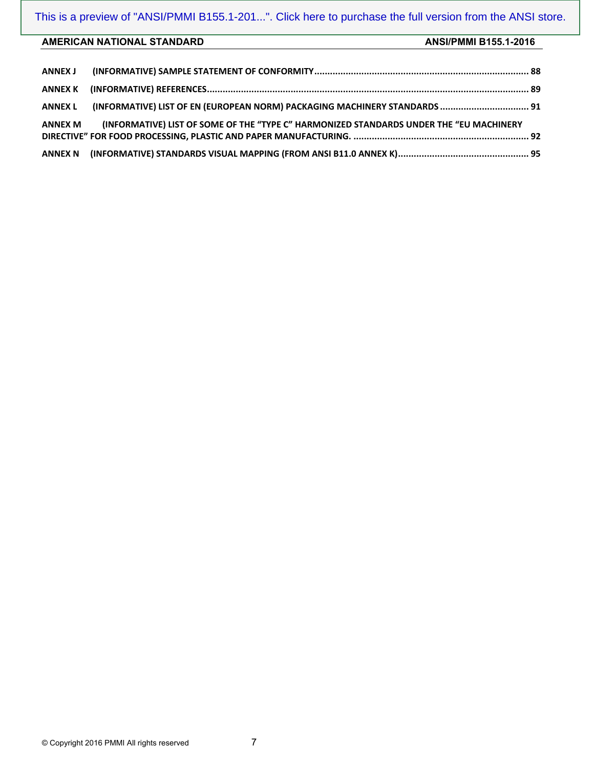ANNEX J (INFORMATIVE) SAMPLE STATEMENT OF CONFORMITY ........................................................ 88

ANNEX K (INFORMATIVE) REFERENCES ........................................................................................ 89

ANNEX L (INFORMATIVE) LIST OF EN (EUROPEAN NORM) PACKAGING MACHINERY STANDARDS ................ 91

ANNEX M (INFORMATIVE) LIST OF SOME OF THE "TYPE C" HARMONIZED STANDARDS UNDER THE "EU MACHINERY DIRECTIVE" FOR FOOD PROCESSING, PLASTIC AND PAPER MANUFACTURING. ........................................ 92

ANNEX N (INFORMATIVE) STANDARDS VISUAL MAPPING (FROM ANSI B11.0 ANNEX K) .......................... 95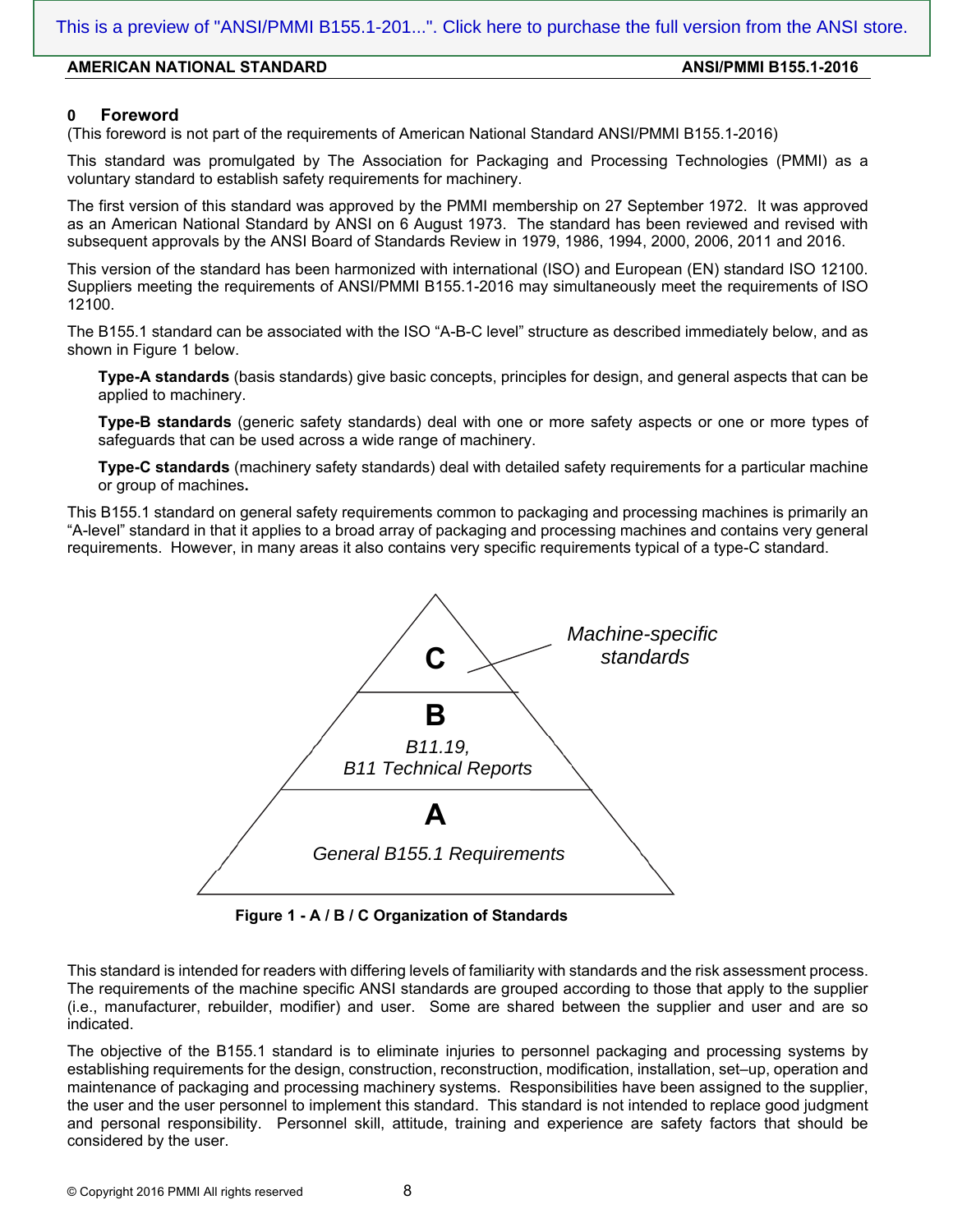## 0 Foreword

(This foreword is not part of the requirements of American National Standard ANSI/PMMI B155.1-2016)

This standard was promulgated by The Association for Packaging and Processing Technologies (PMMI) as a voluntary standard to establish safety requirements for machinery.

The first version of this standard was approved by the PMMI membership on 27 September 1972. It was approved as an American National Standard by ANSI on 6 August 1973. The standard has been reviewed and revised with subsequent approvals by the ANSI Board of Standards Review in 1979, 1986, 1994, 2000, 2006, 2011 and 2016.

This version of the standard has been harmonized with international (ISO) and European (EN) standard ISO 12100. Suppliers meeting the requirements of ANSI/PMMI B155.1-2016 may simultaneously meet the requirements of ISO 12100.

The B155.1 standard can be associated with the ISO "A-B-C level" structure as described immediately below, and as shown in Figure 1 below.

> **Type-A standards** (basis standards) give basic concepts, principles for design, and general aspects that can be applied to machinery.
>
> **Type-B standards** (generic safety standards) deal with one or more safety aspects or one or more types of safeguards that can be used across a wide range of machinery.
>
> **Type-C standards** (machinery safety standards) deal with detailed safety requirements for a particular machine or group of machines**.**

This B155.1 standard on general safety requirements common to packaging and processing machines is primarily an "A-level" standard in that it applies to a broad array of packaging and processing machines and contains very general requirements. However, in many areas it also contains very specific requirements typical of a type-C standard.

C

*Machine-specific standards*

B

*B11.19,*
*B11 Technical Reports*

A

*General B155.1 Requirements*

**Figure 1 - A / B / C Organization of Standards**

This standard is intended for readers with differing levels of familiarity with standards and the risk assessment process. The requirements of the machine specific ANSI standards are grouped according to those that apply to the supplier (i.e., manufacturer, rebuilder, modifier) and user. Some are shared between the supplier and user and are so indicated.

The objective of the B155.1 standard is to eliminate injuries to personnel packaging and processing systems by establishing requirements for the design, construction, reconstruction, modification, installation, set–up, operation and maintenance of packaging and processing machinery systems. Responsibilities have been assigned to the supplier, the user and the user personnel to implement this standard. This standard is not intended to replace good judgment and personal responsibility. Personnel skill, attitude, training and experience are safety factors that should be considered by the user.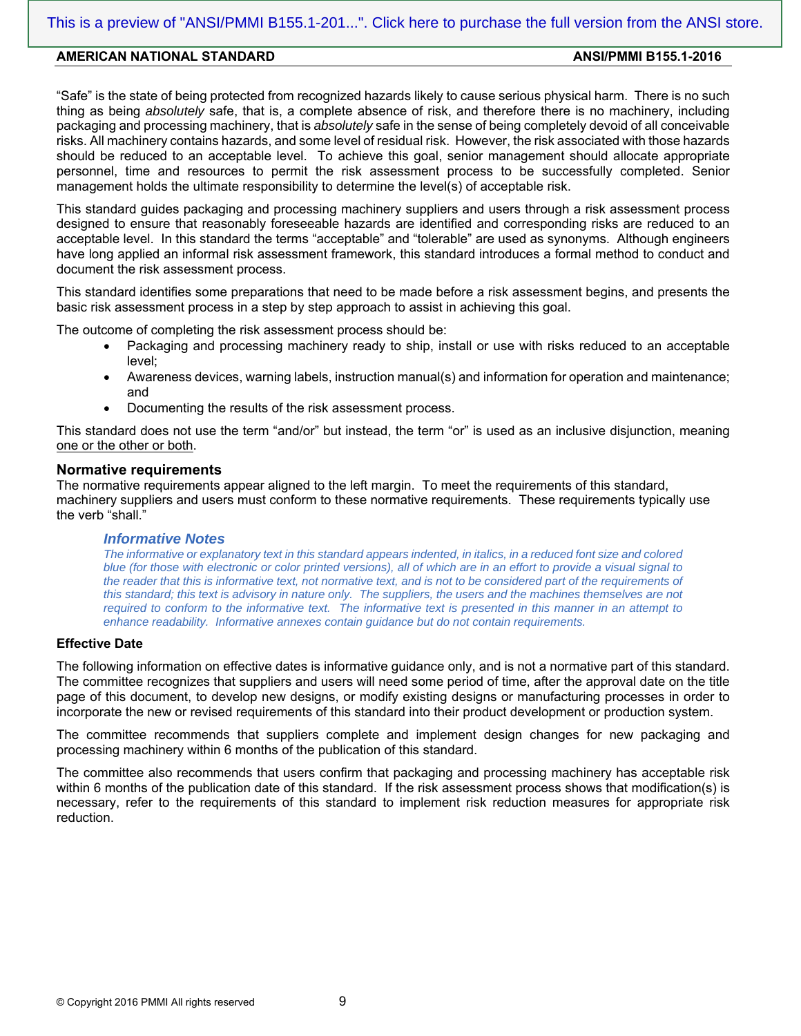"Safe" is the state of being protected from recognized hazards likely to cause serious physical harm. There is no such thing as being *absolutely* safe, that is, a complete absence of risk, and therefore there is no machinery, including packaging and processing machinery, that is *absolutely* safe in the sense of being completely devoid of all conceivable risks. All machinery contains hazards, and some level of residual risk. However, the risk associated with those hazards should be reduced to an acceptable level. To achieve this goal, senior management should allocate appropriate personnel, time and resources to permit the risk assessment process to be successfully completed. Senior management holds the ultimate responsibility to determine the level(s) of acceptable risk.

This standard guides packaging and processing machinery suppliers and users through a risk assessment process designed to ensure that reasonably foreseeable hazards are identified and corresponding risks are reduced to an acceptable level. In this standard the terms "acceptable" and "tolerable" are used as synonyms. Although engineers have long applied an informal risk assessment framework, this standard introduces a formal method to conduct and document the risk assessment process.

This standard identifies some preparations that need to be made before a risk assessment begins, and presents the basic risk assessment process in a step by step approach to assist in achieving this goal.

The outcome of completing the risk assessment process should be:

- Packaging and processing machinery ready to ship, install or use with risks reduced to an acceptable level;
- Awareness devices, warning labels, instruction manual(s) and information for operation and maintenance; and
- Documenting the results of the risk assessment process.

This standard does not use the term "and/or" but instead, the term "or" is used as an inclusive disjunction, meaning one or the other or both.

### Normative requirements

The normative requirements appear aligned to the left margin. To meet the requirements of this standard, machinery suppliers and users must conform to these normative requirements. These requirements typically use the verb "shall."

> ***Informative Notes***
>
> *The informative or explanatory text in this standard appears indented, in italics, in a reduced font size and colored blue (for those with electronic or color printed versions), all of which are in an effort to provide a visual signal to the reader that this is informative text, not normative text, and is not to be considered part of the requirements of this standard; this text is advisory in nature only. The suppliers, the users and the machines themselves are not required to conform to the informative text. The informative text is presented in this manner in an attempt to enhance readability. Informative annexes contain guidance but do not contain requirements.*

**Effective Date**

The following information on effective dates is informative guidance only, and is not a normative part of this standard. The committee recognizes that suppliers and users will need some period of time, after the approval date on the title page of this document, to develop new designs, or modify existing designs or manufacturing processes in order to incorporate the new or revised requirements of this standard into their product development or production system.

The committee recommends that suppliers complete and implement design changes for new packaging and processing machinery within 6 months of the publication of this standard.

The committee also recommends that users confirm that packaging and processing machinery has acceptable risk within 6 months of the publication date of this standard. If the risk assessment process shows that modification(s) is necessary, refer to the requirements of this standard to implement risk reduction measures for appropriate risk reduction.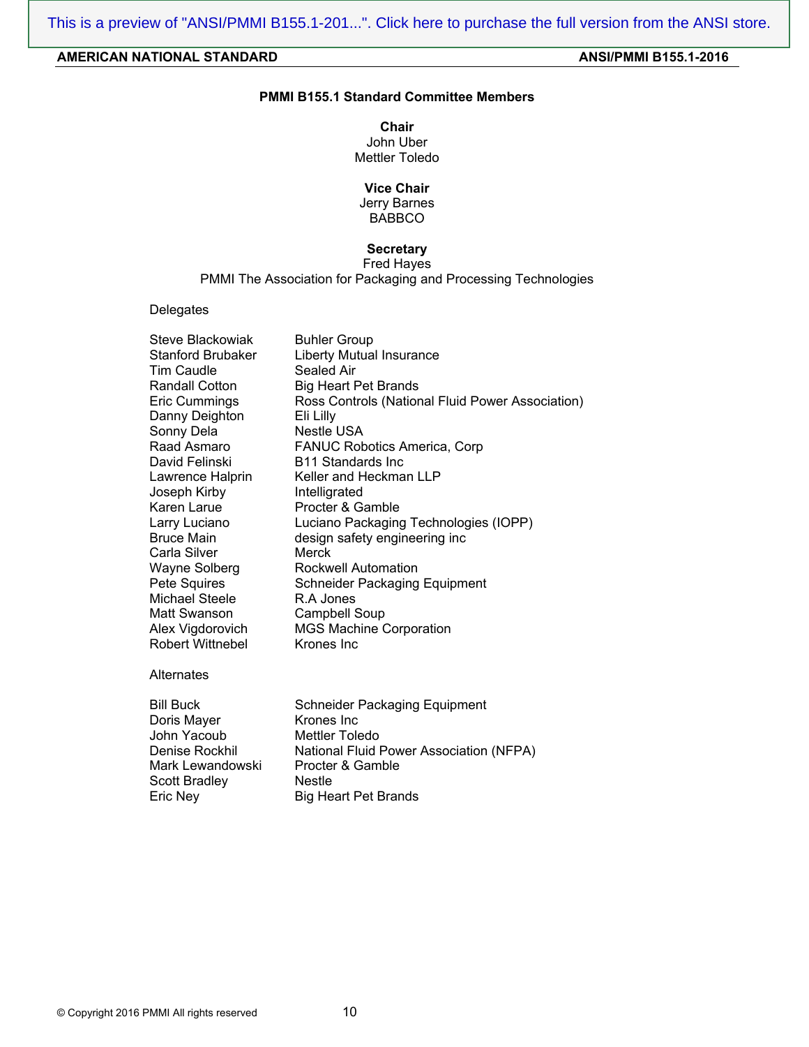## PMMI B155.1 Standard Committee Members

**Chair**
John Uber
Mettler Toledo

**Vice Chair**
Jerry Barnes
BABBCO

**Secretary**
Fred Hayes
PMMI The Association for Packaging and Processing Technologies

Delegates

| | |
|---|---|
| Steve Blackowiak | Buhler Group |
| Stanford Brubaker | Liberty Mutual Insurance |
| Tim Caudle | Sealed Air |
| Randall Cotton | Big Heart Pet Brands |
| Eric Cummings | Ross Controls (National Fluid Power Association) |
| Danny Deighton | Eli Lilly |
| Sonny Dela | Nestle USA |
| Raad Asmaro | FANUC Robotics America, Corp |
| David Felinski | B11 Standards Inc |
| Lawrence Halprin | Keller and Heckman LLP |
| Joseph Kirby | Intelligrated |
| Karen Larue | Procter & Gamble |
| Larry Luciano | Luciano Packaging Technologies (IOPP) |
| Bruce Main | design safety engineering inc |
| Carla Silver | Merck |
| Wayne Solberg | Rockwell Automation |
| Pete Squires | Schneider Packaging Equipment |
| Michael Steele | R.A Jones |
| Matt Swanson | Campbell Soup |
| Alex Vigdorovich | MGS Machine Corporation |
| Robert Wittnebel | Krones Inc |

Alternates

| | |
|---|---|
| Bill Buck | Schneider Packaging Equipment |
| Doris Mayer | Krones Inc |
| John Yacoub | Mettler Toledo |
| Denise Rockhil | National Fluid Power Association (NFPA) |
| Mark Lewandowski | Procter & Gamble |
| Scott Bradley | Nestle |
| Eric Ney | Big Heart Pet Brands |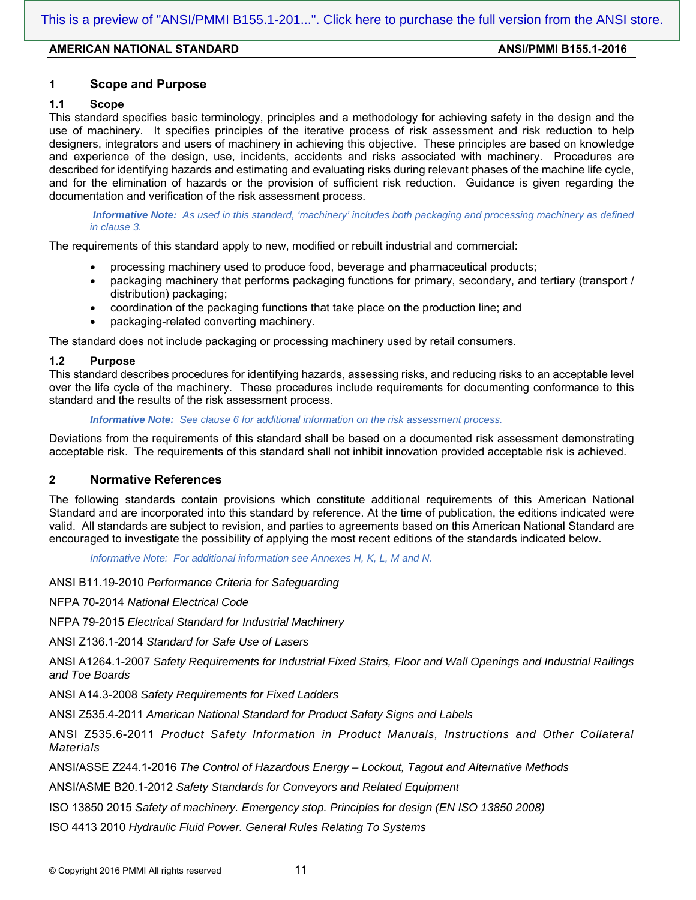## 1 Scope and Purpose

### 1.1 Scope

This standard specifies basic terminology, principles and a methodology for achieving safety in the design and the use of machinery. It specifies principles of the iterative process of risk assessment and risk reduction to help designers, integrators and users of machinery in achieving this objective. These principles are based on knowledge and experience of the design, use, incidents, accidents and risks associated with machinery. Procedures are described for identifying hazards and estimating and evaluating risks during relevant phases of the machine life cycle, and for the elimination of hazards or the provision of sufficient risk reduction. Guidance is given regarding the documentation and verification of the risk assessment process.

> ***Informative Note:** As used in this standard, 'machinery' includes both packaging and processing machinery as defined in clause 3.*

The requirements of this standard apply to new, modified or rebuilt industrial and commercial:

- processing machinery used to produce food, beverage and pharmaceutical products;
- packaging machinery that performs packaging functions for primary, secondary, and tertiary (transport / distribution) packaging;
- coordination of the packaging functions that take place on the production line; and
- packaging-related converting machinery.

The standard does not include packaging or processing machinery used by retail consumers.

### 1.2 Purpose

This standard describes procedures for identifying hazards, assessing risks, and reducing risks to an acceptable level over the life cycle of the machinery. These procedures include requirements for documenting conformance to this standard and the results of the risk assessment process.

> ***Informative Note:** See clause 6 for additional information on the risk assessment process.*

Deviations from the requirements of this standard shall be based on a documented risk assessment demonstrating acceptable risk. The requirements of this standard shall not inhibit innovation provided acceptable risk is achieved.

## 2 Normative References

The following standards contain provisions which constitute additional requirements of this American National Standard and are incorporated into this standard by reference. At the time of publication, the editions indicated were valid. All standards are subject to revision, and parties to agreements based on this American National Standard are encouraged to investigate the possibility of applying the most recent editions of the standards indicated below.

> *Informative Note: For additional information see Annexes H, K, L, M and N.*

ANSI B11.19-2010 *Performance Criteria for Safeguarding*

NFPA 70-2014 *National Electrical Code*

NFPA 79-2015 *Electrical Standard for Industrial Machinery*

ANSI Z136.1-2014 *Standard for Safe Use of Lasers*

ANSI A1264.1-2007 *Safety Requirements for Industrial Fixed Stairs, Floor and Wall Openings and Industrial Railings and Toe Boards*

ANSI A14.3-2008 *Safety Requirements for Fixed Ladders*

ANSI Z535.4-2011 *American National Standard for Product Safety Signs and Labels*

ANSI Z535.6-2011 *Product Safety Information in Product Manuals, Instructions and Other Collateral Materials*

ANSI/ASSE Z244.1-2016 *The Control of Hazardous Energy – Lockout, Tagout and Alternative Methods*

ANSI/ASME B20.1-2012 *Safety Standards for Conveyors and Related Equipment*

ISO 13850 2015 *Safety of machinery. Emergency stop. Principles for design (EN ISO 13850 2008)*

ISO 4413 2010 *Hydraulic Fluid Power. General Rules Relating To Systems*